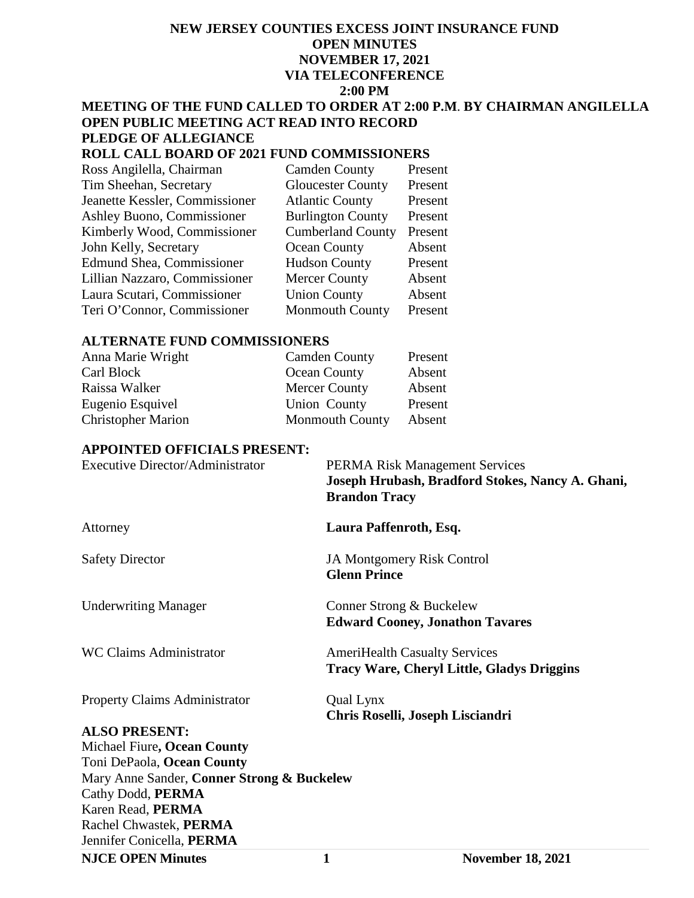# NEW JERSEY COUNTIES EXCESS JOINT INSURANCE FUND
## OPEN MINUTES
## NOVEMBER 17, 2021
## VIA TELECONFERENCE
## 2:00 PM

**MEETING OF THE FUND CALLED TO ORDER AT 2:00 P.M. BY CHAIRMAN ANGILELLA**
**OPEN PUBLIC MEETING ACT READ INTO RECORD**
**PLEDGE OF ALLEGIANCE**
**ROLL CALL BOARD OF 2021 FUND COMMISSIONERS**

| | | |
|---|---|---|
| Ross Angilella, Chairman | Camden County | Present |
| Tim Sheehan, Secretary | Gloucester County | Present |
| Jeanette Kessler, Commissioner | Atlantic County | Present |
| Ashley Buono, Commissioner | Burlington County | Present |
| Kimberly Wood, Commissioner | Cumberland County | Present |
| John Kelly, Secretary | Ocean County | Absent |
| Edmund Shea, Commissioner | Hudson County | Present |
| Lillian Nazzaro, Commissioner | Mercer County | Absent |
| Laura Scutari, Commissioner | Union County | Absent |
| Teri O'Connor, Commissioner | Monmouth County | Present |

**ALTERNATE FUND COMMISSIONERS**

| | | |
|---|---|---|
| Anna Marie Wright | Camden County | Present |
| Carl Block | Ocean County | Absent |
| Raissa Walker | Mercer County | Absent |
| Eugenio Esquivel | Union County | Present |
| Christopher Marion | Monmouth County | Absent |

**APPOINTED OFFICIALS PRESENT:**

| | |
|---|---|
| Executive Director/Administrator | PERMA Risk Management Services **Joseph Hrubash, Bradford Stokes, Nancy A. Ghani, Brandon Tracy** |
| Attorney | **Laura Paffenroth, Esq.** |
| Safety Director | JA Montgomery Risk Control **Glenn Prince** |
| Underwriting Manager | Conner Strong & Buckelew **Edward Cooney, Jonathon Tavares** |
| WC Claims Administrator | AmeriHealth Casualty Services **Tracy Ware, Cheryl Little, Gladys Driggins** |
| Property Claims Administrator | Qual Lynx **Chris Roselli, Joseph Lisciandri** |

**ALSO PRESENT:**
Michael Fiure**, Ocean County**
Toni DePaola, **Ocean County**
Mary Anne Sander, **Conner Strong & Buckelew**
Cathy Dodd, **PERMA**
Karen Read, **PERMA**
Rachel Chwastek, **PERMA**
Jennifer Conicella, **PERMA**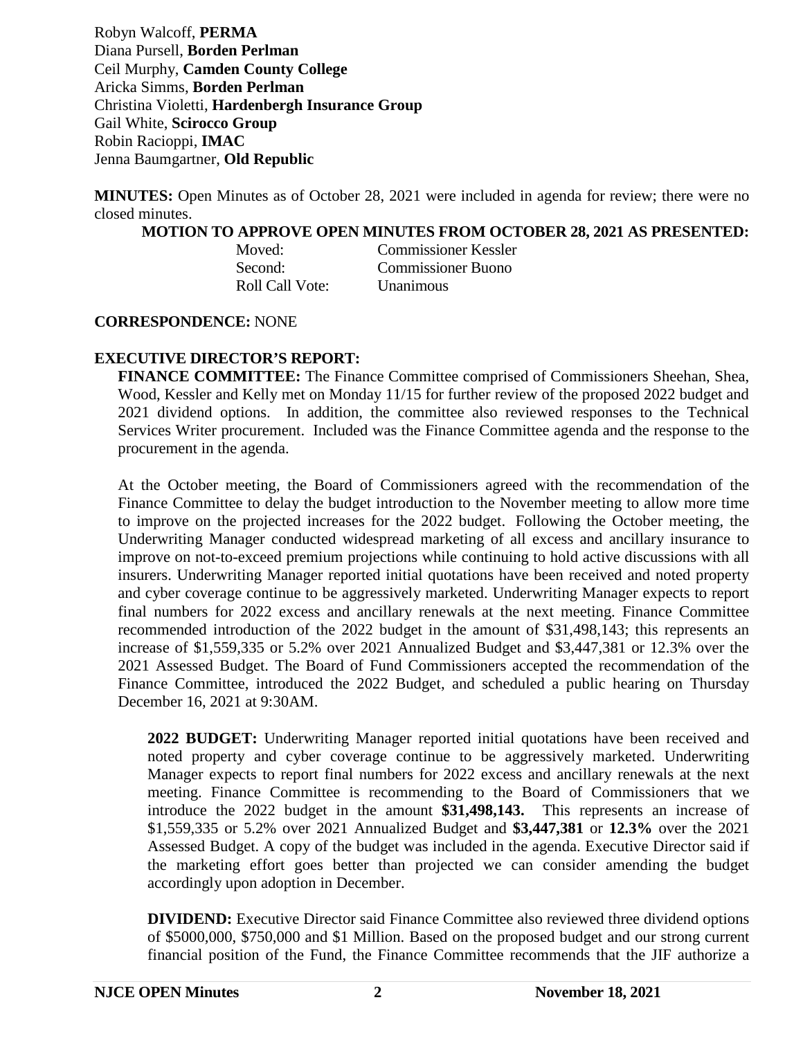Robyn Walcoff, **PERMA**
Diana Pursell, **Borden Perlman**
Ceil Murphy, **Camden County College**
Aricka Simms, **Borden Perlman**
Christina Violetti, **Hardenbergh Insurance Group**
Gail White, **Scirocco Group**
Robin Racioppi, **IMAC**
Jenna Baumgartner, **Old Republic**

**MINUTES:** Open Minutes as of October 28, 2021 were included in agenda for review; there were no closed minutes.

**MOTION TO APPROVE OPEN MINUTES FROM OCTOBER 28, 2021 AS PRESENTED:**

| | |
|---|---|
| Moved: | Commissioner Kessler |
| Second: | Commissioner Buono |
| Roll Call Vote: | Unanimous |

**CORRESPONDENCE:** NONE

**EXECUTIVE DIRECTOR'S REPORT:**

**FINANCE COMMITTEE:** The Finance Committee comprised of Commissioners Sheehan, Shea, Wood, Kessler and Kelly met on Monday 11/15 for further review of the proposed 2022 budget and 2021 dividend options. In addition, the committee also reviewed responses to the Technical Services Writer procurement. Included was the Finance Committee agenda and the response to the procurement in the agenda.

At the October meeting, the Board of Commissioners agreed with the recommendation of the Finance Committee to delay the budget introduction to the November meeting to allow more time to improve on the projected increases for the 2022 budget. Following the October meeting, the Underwriting Manager conducted widespread marketing of all excess and ancillary insurance to improve on not-to-exceed premium projections while continuing to hold active discussions with all insurers. Underwriting Manager reported initial quotations have been received and noted property and cyber coverage continue to be aggressively marketed. Underwriting Manager expects to report final numbers for 2022 excess and ancillary renewals at the next meeting. Finance Committee recommended introduction of the 2022 budget in the amount of $31,498,143; this represents an increase of $1,559,335 or 5.2% over 2021 Annualized Budget and $3,447,381 or 12.3% over the 2021 Assessed Budget. The Board of Fund Commissioners accepted the recommendation of the Finance Committee, introduced the 2022 Budget, and scheduled a public hearing on Thursday December 16, 2021 at 9:30AM.

**2022 BUDGET:** Underwriting Manager reported initial quotations have been received and noted property and cyber coverage continue to be aggressively marketed. Underwriting Manager expects to report final numbers for 2022 excess and ancillary renewals at the next meeting. Finance Committee is recommending to the Board of Commissioners that we introduce the 2022 budget in the amount **$31,498,143.** This represents an increase of $1,559,335 or 5.2% over 2021 Annualized Budget and **$3,447,381** or **12.3%** over the 2021 Assessed Budget. A copy of the budget was included in the agenda. Executive Director said if the marketing effort goes better than projected we can consider amending the budget accordingly upon adoption in December.

**DIVIDEND:** Executive Director said Finance Committee also reviewed three dividend options of $5000,000, $750,000 and $1 Million. Based on the proposed budget and our strong current financial position of the Fund, the Finance Committee recommends that the JIF authorize a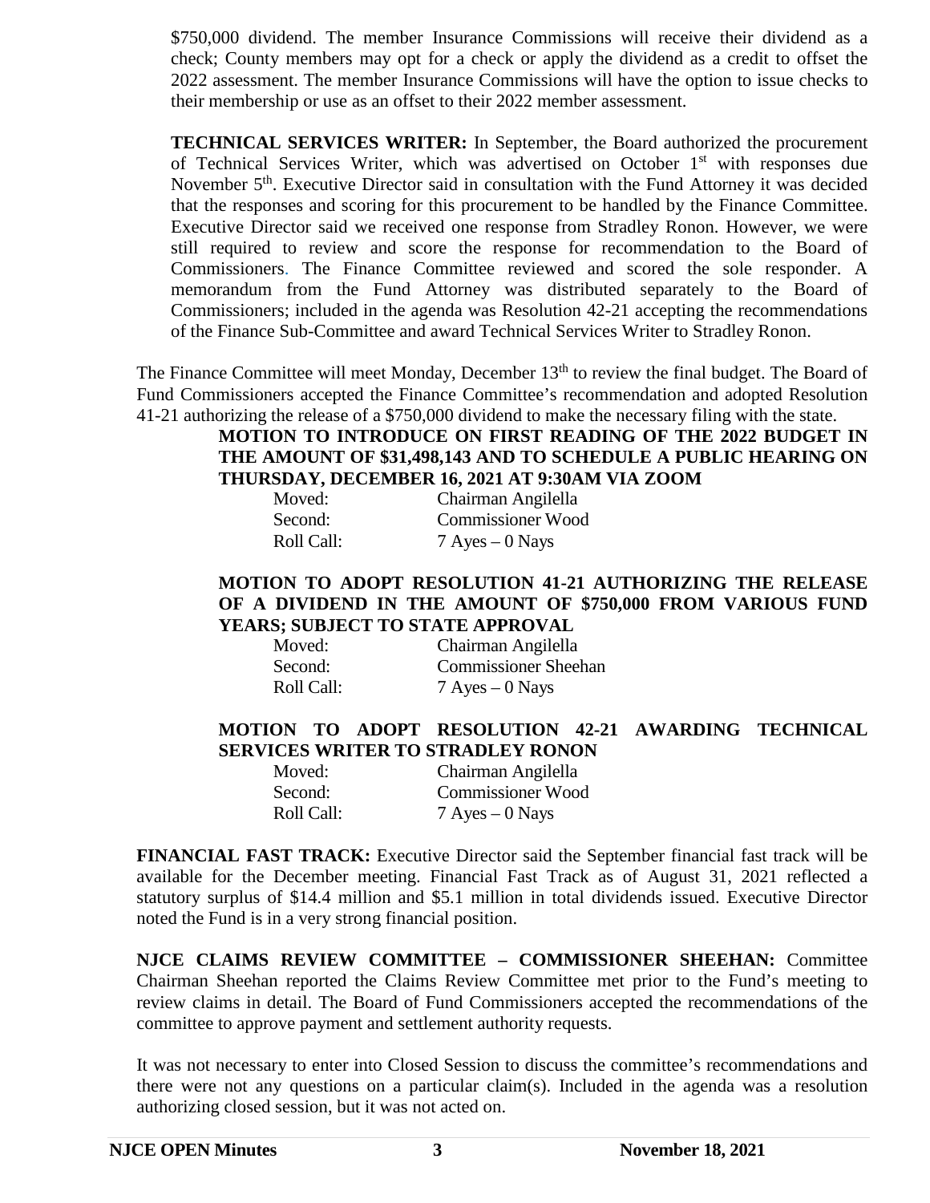$750,000 dividend. The member Insurance Commissions will receive their dividend as a check; County members may opt for a check or apply the dividend as a credit to offset the 2022 assessment. The member Insurance Commissions will have the option to issue checks to their membership or use as an offset to their 2022 member assessment.

**TECHNICAL SERVICES WRITER:** In September, the Board authorized the procurement of Technical Services Writer, which was advertised on October 1st with responses due November 5th. Executive Director said in consultation with the Fund Attorney it was decided that the responses and scoring for this procurement to be handled by the Finance Committee. Executive Director said we received one response from Stradley Ronon. However, we were still required to review and score the response for recommendation to the Board of Commissioners. The Finance Committee reviewed and scored the sole responder. A memorandum from the Fund Attorney was distributed separately to the Board of Commissioners; included in the agenda was Resolution 42-21 accepting the recommendations of the Finance Sub-Committee and award Technical Services Writer to Stradley Ronon.

The Finance Committee will meet Monday, December 13th to review the final budget. The Board of Fund Commissioners accepted the Finance Committee's recommendation and adopted Resolution 41-21 authorizing the release of a $750,000 dividend to make the necessary filing with the state.

**MOTION TO INTRODUCE ON FIRST READING OF THE 2022 BUDGET IN THE AMOUNT OF $31,498,143 AND TO SCHEDULE A PUBLIC HEARING ON THURSDAY, DECEMBER 16, 2021 AT 9:30AM VIA ZOOM**

Moved: Chairman Angilella
Second: Commissioner Wood
Roll Call: 7 Ayes – 0 Nays

**MOTION TO ADOPT RESOLUTION 41-21 AUTHORIZING THE RELEASE OF A DIVIDEND IN THE AMOUNT OF $750,000 FROM VARIOUS FUND YEARS; SUBJECT TO STATE APPROVAL**

Moved: Chairman Angilella
Second: Commissioner Sheehan
Roll Call: 7 Ayes – 0 Nays

**MOTION TO ADOPT RESOLUTION 42-21 AWARDING TECHNICAL SERVICES WRITER TO STRADLEY RONON**

Moved: Chairman Angilella
Second: Commissioner Wood
Roll Call: 7 Ayes – 0 Nays

**FINANCIAL FAST TRACK:** Executive Director said the September financial fast track will be available for the December meeting. Financial Fast Track as of August 31, 2021 reflected a statutory surplus of $14.4 million and $5.1 million in total dividends issued. Executive Director noted the Fund is in a very strong financial position.

**NJCE CLAIMS REVIEW COMMITTEE – COMMISSIONER SHEEHAN:** Committee Chairman Sheehan reported the Claims Review Committee met prior to the Fund's meeting to review claims in detail. The Board of Fund Commissioners accepted the recommendations of the committee to approve payment and settlement authority requests.

It was not necessary to enter into Closed Session to discuss the committee's recommendations and there were not any questions on a particular claim(s). Included in the agenda was a resolution authorizing closed session, but it was not acted on.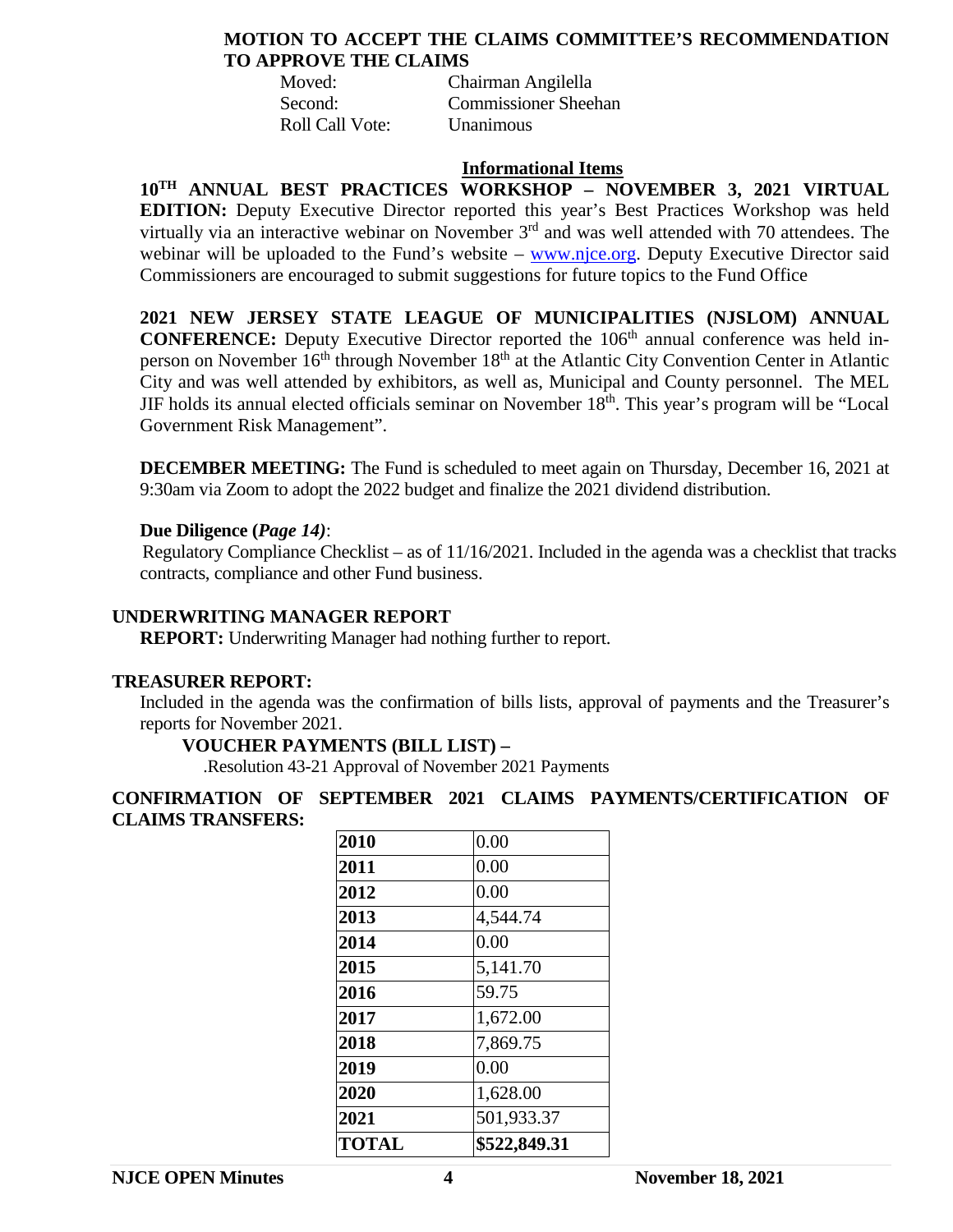**MOTION TO ACCEPT THE CLAIMS COMMITTEE'S RECOMMENDATION TO APPROVE THE CLAIMS**

Moved: Chairman Angilella
Second: Commissioner Sheehan
Roll Call Vote: Unanimous

**Informational Items**

**10TH ANNUAL BEST PRACTICES WORKSHOP – NOVEMBER 3, 2021 VIRTUAL EDITION:** Deputy Executive Director reported this year's Best Practices Workshop was held virtually via an interactive webinar on November 3rd and was well attended with 70 attendees. The webinar will be uploaded to the Fund's website – www.njce.org. Deputy Executive Director said Commissioners are encouraged to submit suggestions for future topics to the Fund Office

**2021 NEW JERSEY STATE LEAGUE OF MUNICIPALITIES (NJSLOM) ANNUAL CONFERENCE:** Deputy Executive Director reported the 106th annual conference was held in-person on November 16th through November 18th at the Atlantic City Convention Center in Atlantic City and was well attended by exhibitors, as well as, Municipal and County personnel. The MEL JIF holds its annual elected officials seminar on November 18th. This year's program will be "Local Government Risk Management".

**DECEMBER MEETING:** The Fund is scheduled to meet again on Thursday, December 16, 2021 at 9:30am via Zoom to adopt the 2022 budget and finalize the 2021 dividend distribution.

**Due Diligence (*Page 14)*:**
Regulatory Compliance Checklist – as of 11/16/2021. Included in the agenda was a checklist that tracks contracts, compliance and other Fund business.

**UNDERWRITING MANAGER REPORT**

**REPORT:** Underwriting Manager had nothing further to report.

**TREASURER REPORT:**

Included in the agenda was the confirmation of bills lists, approval of payments and the Treasurer's reports for November 2021.

**VOUCHER PAYMENTS (BILL LIST) –**

.Resolution 43-21 Approval of November 2021 Payments

**CONFIRMATION OF SEPTEMBER 2021 CLAIMS PAYMENTS/CERTIFICATION OF CLAIMS TRANSFERS:**

| | |
|---|---|
| **2010** | 0.00 |
| **2011** | 0.00 |
| **2012** | 0.00 |
| **2013** | 4,544.74 |
| **2014** | 0.00 |
| **2015** | 5,141.70 |
| **2016** | 59.75 |
| **2017** | 1,672.00 |
| **2018** | 7,869.75 |
| **2019** | 0.00 |
| **2020** | 1,628.00 |
| **2021** | 501,933.37 |
| **TOTAL** | **$522,849.31** |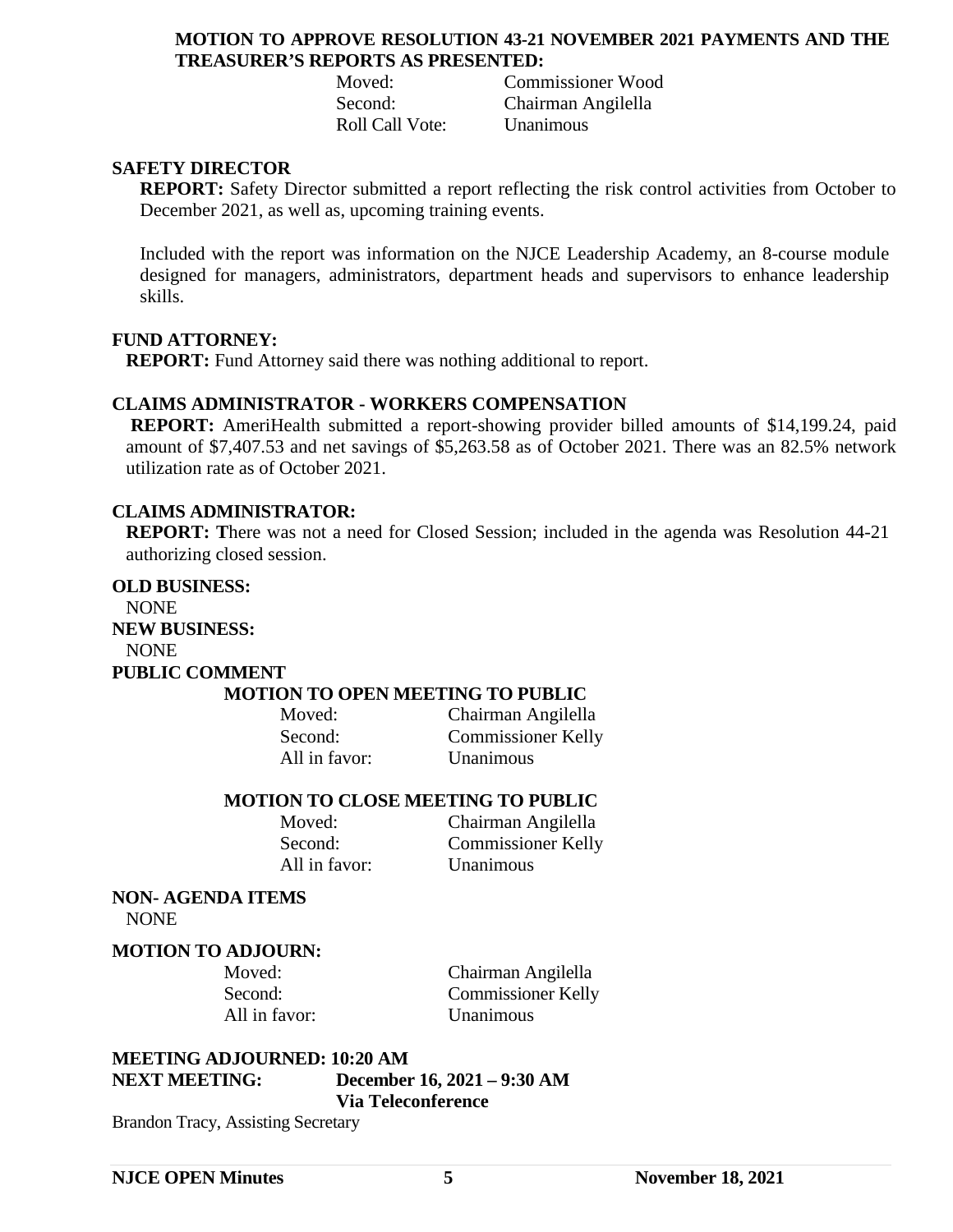**MOTION TO APPROVE RESOLUTION 43-21 NOVEMBER 2021 PAYMENTS AND THE TREASURER'S REPORTS AS PRESENTED:**

| | |
|---|---|
| Moved: | Commissioner Wood |
| Second: | Chairman Angilella |
| Roll Call Vote: | Unanimous |

**SAFETY DIRECTOR**

**REPORT:** Safety Director submitted a report reflecting the risk control activities from October to December 2021, as well as, upcoming training events.

Included with the report was information on the NJCE Leadership Academy, an 8-course module designed for managers, administrators, department heads and supervisors to enhance leadership skills.

**FUND ATTORNEY:**

**REPORT:** Fund Attorney said there was nothing additional to report.

**CLAIMS ADMINISTRATOR - WORKERS COMPENSATION**

**REPORT:** AmeriHealth submitted a report-showing provider billed amounts of $14,199.24, paid amount of $7,407.53 and net savings of $5,263.58 as of October 2021. There was an 82.5% network utilization rate as of October 2021.

**CLAIMS ADMINISTRATOR:**

**REPORT:** There was not a need for Closed Session; included in the agenda was Resolution 44-21 authorizing closed session.

**OLD BUSINESS:**

NONE

**NEW BUSINESS:**

NONE

**PUBLIC COMMENT**

**MOTION TO OPEN MEETING TO PUBLIC**

| | |
|---|---|
| Moved: | Chairman Angilella |
| Second: | Commissioner Kelly |
| All in favor: | Unanimous |

**MOTION TO CLOSE MEETING TO PUBLIC**

| | |
|---|---|
| Moved: | Chairman Angilella |
| Second: | Commissioner Kelly |
| All in favor: | Unanimous |

**NON- AGENDA ITEMS**

NONE

**MOTION TO ADJOURN:**

| | |
|---|---|
| Moved: | Chairman Angilella |
| Second: | Commissioner Kelly |
| All in favor: | Unanimous |

**MEETING ADJOURNED: 10:20 AM**

**NEXT MEETING: December 16, 2021 – 9:30 AM Via Teleconference**

Brandon Tracy, Assisting Secretary